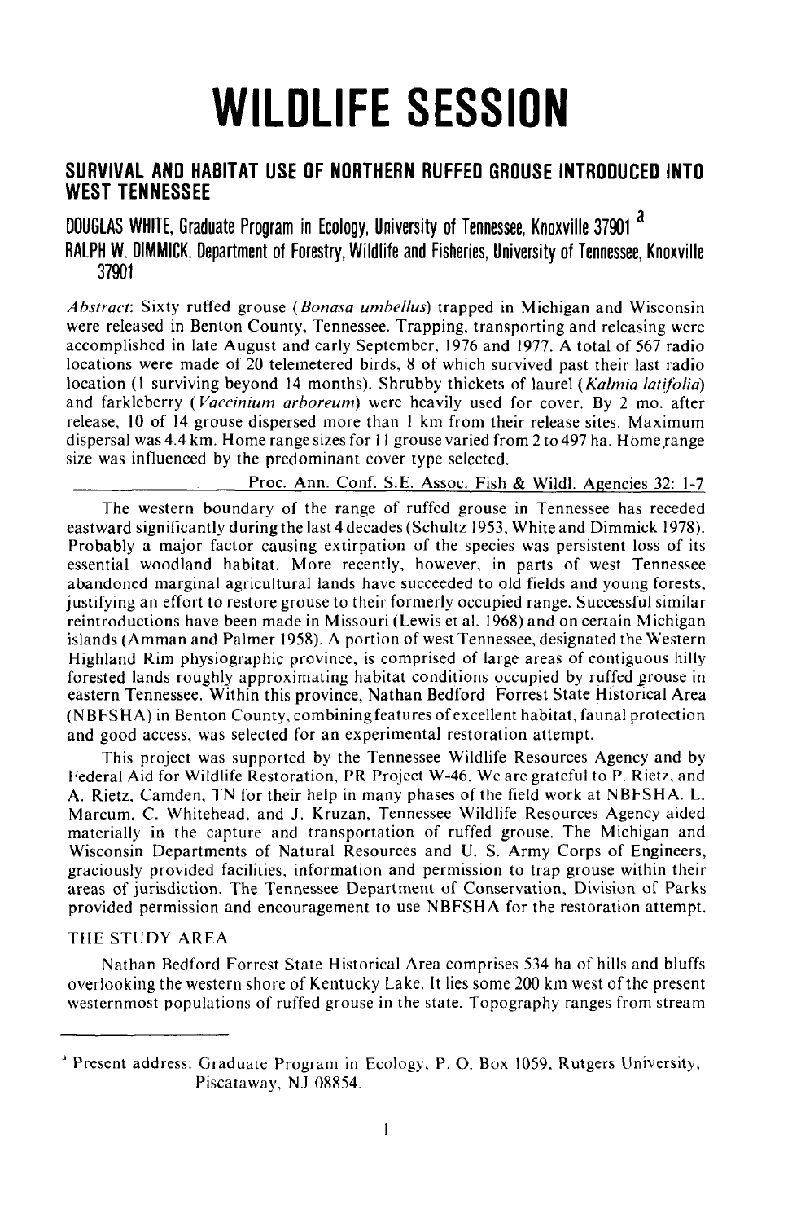# WILDLIFE SESSION

## SURVIVAL AND HABITAT USE OF NORTHERN RUFFED GROUSE INTRODUCED INTO WEST TENNESSEE

**DOUGLAS WHITE, Graduate Program in Ecology, University of Tennessee, Knoxville 37901** [a]

**RALPH W. DIMMICK, Department of Forestry, Wildlife and Fisheries, University of Tennessee, Knoxville 37901**

*Abstract*: Sixty ruffed grouse (*Bonasa umbellus*) trapped in Michigan and Wisconsin were released in Benton County, Tennessee. Trapping, transporting and releasing were accomplished in late August and early September, 1976 and 1977. A total of 567 radio locations were made of 20 telemetered birds, 8 of which survived past their last radio location (1 surviving beyond 14 months). Shrubby thickets of laurel (*Kalmia latifolia*) and farkleberry (*Vaccinium arboreum*) were heavily used for cover. By 2 mo. after release, 10 of 14 grouse dispersed more than 1 km from their release sites. Maximum dispersal was 4.4 km. Home range sizes for 11 grouse varied from 2 to 497 ha. Home range size was influenced by the predominant cover type selected.

Proc. Ann. Conf. S.E. Assoc. Fish & Wildl. Agencies 32: 1-7

The western boundary of the range of ruffed grouse in Tennessee has receded eastward significantly during the last 4 decades (Schultz 1953, White and Dimmick 1978). Probably a major factor causing extirpation of the species was persistent loss of its essential woodland habitat. More recently, however, in parts of west Tennessee abandoned marginal agricultural lands have succeeded to old fields and young forests, justifying an effort to restore grouse to their formerly occupied range. Successful similar reintroductions have been made in Missouri (Lewis et al. 1968) and on certain Michigan islands (Amman and Palmer 1958). A portion of west Tennessee, designated the Western Highland Rim physiographic province, is comprised of large areas of contiguous hilly forested lands roughly approximating habitat conditions occupied by ruffed grouse in eastern Tennessee. Within this province, Nathan Bedford Forrest State Historical Area (NBFSHA) in Benton County, combining features of excellent habitat, faunal protection and good access, was selected for an experimental restoration attempt.

This project was supported by the Tennessee Wildlife Resources Agency and by Federal Aid for Wildlife Restoration, PR Project W-46. We are grateful to P. Rietz, and A. Rietz, Camden, TN for their help in many phases of the field work at NBFSHA. L. Marcum, C. Whitehead, and J. Kruzan, Tennessee Wildlife Resources Agency aided materially in the capture and transportation of ruffed grouse. The Michigan and Wisconsin Departments of Natural Resources and U. S. Army Corps of Engineers, graciously provided facilities, information and permission to trap grouse within their areas of jurisdiction. The Tennessee Department of Conservation, Division of Parks provided permission and encouragement to use NBFSHA for the restoration attempt.

### THE STUDY AREA

Nathan Bedford Forrest State Historical Area comprises 534 ha of hills and bluffs overlooking the western shore of Kentucky Lake. It lies some 200 km west of the present westernmost populations of ruffed grouse in the state. Topography ranges from stream

---

[a] Present address: Graduate Program in Ecology, P. O. Box 1059, Rutgers University, Piscataway, NJ 08854.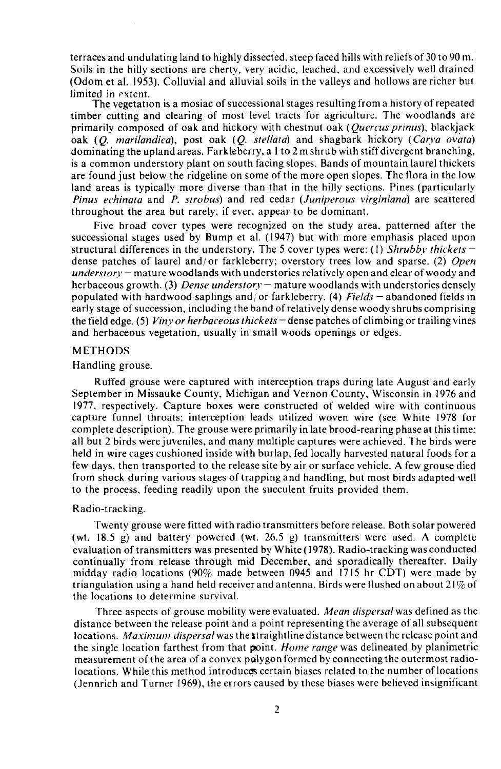terraces and undulating land to highly dissected, steep faced hills with reliefs of 30 to 90 m. Soils in the hilly sections are cherty, very acidic, leached, and excessively well drained (Odom et al. 1953). Colluvial and alluvial soils in the valleys and hollows are richer but limited in extent.

The vegetation is a mosiac of successional stages resulting from a history of repeated timber cutting and clearing of most level tracts for agriculture. The woodlands are primarily composed of oak and hickory with chestnut oak (*Quercus prinus*), blackjack oak (*Q. marilandica*), post oak (*Q. stellata*) and shagbark hickory (*Carya ovata*) dominating the upland areas. Farkleberry, a 1 to 2 m shrub with stiff divergent branching, is a common understory plant on south facing slopes. Bands of mountain laurel thickets are found just below the ridgeline on some of the more open slopes. The flora in the low land areas is typically more diverse than that in the hilly sections. Pines (particularly *Pinus echinata* and *P. strobus*) and red cedar (*Juniperous virginiana*) are scattered throughout the area but rarely, if ever, appear to be dominant.

Five broad cover types were recognized on the study area, patterned after the successional stages used by Bump et al. (1947) but with more emphasis placed upon structural differences in the understory. The 5 cover types were: (1) *Shrubby thickets* — dense patches of laurel and/or farkleberry; overstory trees low and sparse. (2) *Open understory* — mature woodlands with understories relatively open and clear of woody and herbaceous growth. (3) *Dense understory* — mature woodlands with understories densely populated with hardwood saplings and/or farkleberry. (4) *Fields* — abandoned fields in early stage of succession, including the band of relatively dense woody shrubs comprising the field edge. (5) *Viny or herbaceous thickets* — dense patches of climbing or trailing vines and herbaceous vegetation, usually in small woods openings or edges.

## METHODS

### Handling grouse.

Ruffed grouse were captured with interception traps during late August and early September in Missauke County, Michigan and Vernon County, Wisconsin in 1976 and 1977, respectively. Capture boxes were constructed of welded wire with continuous capture funnel throats; interception leads utilized woven wire (see White 1978 for complete description). The grouse were primarily in late brood-rearing phase at this time; all but 2 birds were juveniles, and many multiple captures were achieved. The birds were held in wire cages cushioned inside with burlap, fed locally harvested natural foods for a few days, then transported to the release site by air or surface vehicle. A few grouse died from shock during various stages of trapping and handling, but most birds adapted well to the process, feeding readily upon the succulent fruits provided them.

### Radio-tracking.

Twenty grouse were fitted with radio transmitters before release. Both solar powered (wt. 18.5 g) and battery powered (wt. 26.5 g) transmitters were used. A complete evaluation of transmitters was presented by White (1978). Radio-tracking was conducted continually from release through mid December, and sporadically thereafter. Daily midday radio locations (90% made between 0945 and 1715 hr CDT) were made by triangulation using a hand held receiver and antenna. Birds were flushed on about 21% of the locations to determine survival.

Three aspects of grouse mobility were evaluated. *Mean dispersal* was defined as the distance between the release point and a point representing the average of all subsequent locations. *Maximum dispersal* was the straightline distance between the release point and the single location farthest from that point. *Home range* was delineated by planimetric measurement of the area of a convex polygon formed by connecting the outermost radio-locations. While this method introduces certain biases related to the number of locations (Jennrich and Turner 1969), the errors caused by these biases were believed insignificant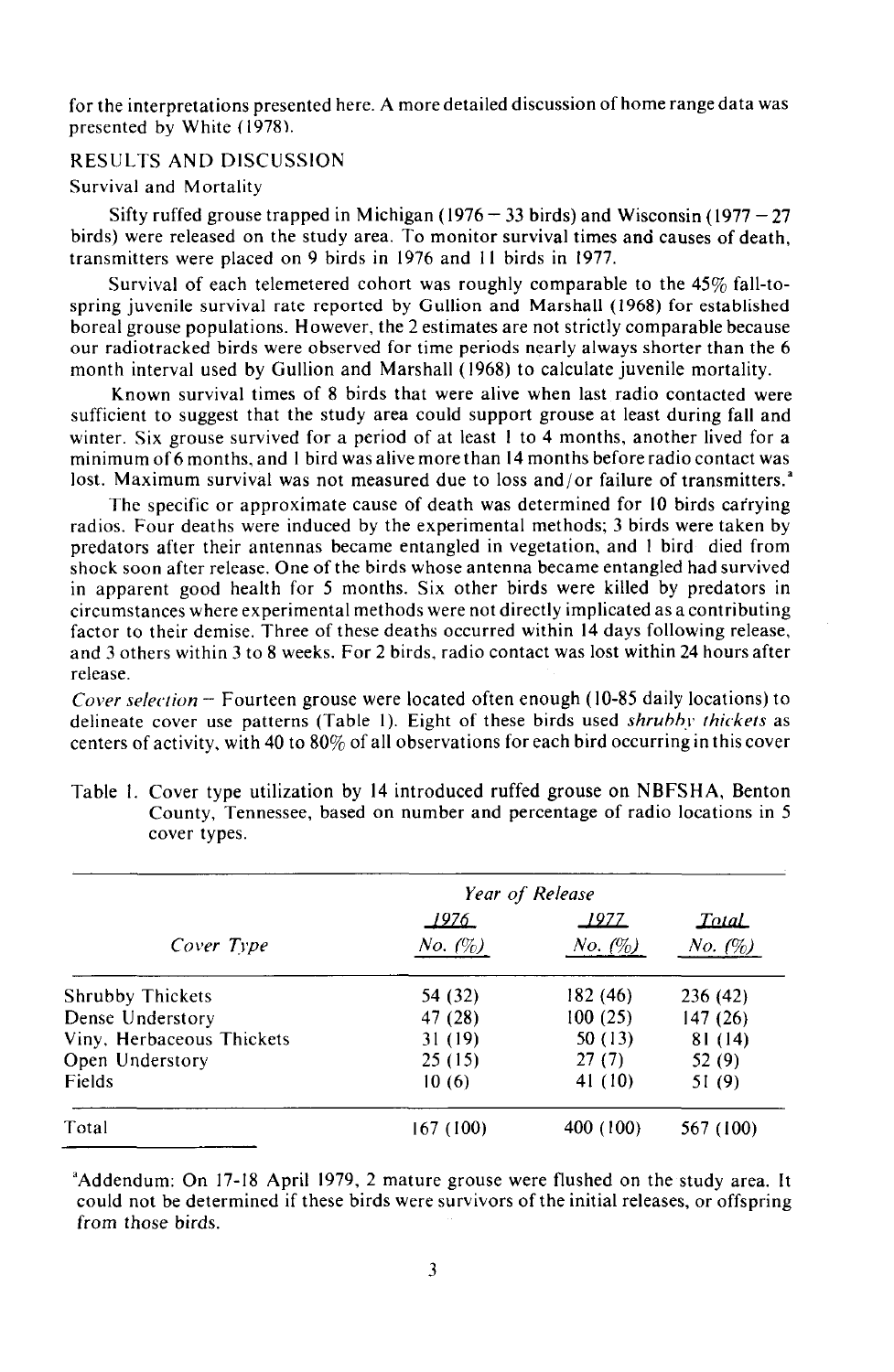for the interpretations presented here. A more detailed discussion of home range data was presented by White (1978).

## RESULTS AND DISCUSSION

### Survival and Mortality

Sifty ruffed grouse trapped in Michigan (1976 – 33 birds) and Wisconsin (1977 – 27 birds) were released on the study area. To monitor survival times and causes of death, transmitters were placed on 9 birds in 1976 and 11 birds in 1977.

Survival of each telemetered cohort was roughly comparable to the 45% fall-to-spring juvenile survival rate reported by Gullion and Marshall (1968) for established boreal grouse populations. However, the 2 estimates are not strictly comparable because our radiotracked birds were observed for time periods nearly always shorter than the 6 month interval used by Gullion and Marshall (1968) to calculate juvenile mortality.

Known survival times of 8 birds that were alive when last radio contacted were sufficient to suggest that the study area could support grouse at least during fall and winter. Six grouse survived for a period of at least 1 to 4 months, another lived for a minimum of 6 months, and 1 bird was alive more than 14 months before radio contact was lost. Maximum survival was not measured due to loss and/or failure of transmitters.[a]

The specific or approximate cause of death was determined for 10 birds carrying radios. Four deaths were induced by the experimental methods; 3 birds were taken by predators after their antennas became entangled in vegetation, and 1 bird died from shock soon after release. One of the birds whose antenna became entangled had survived in apparent good health for 5 months. Six other birds were killed by predators in circumstances where experimental methods were not directly implicated as a contributing factor to their demise. Three of these deaths occurred within 14 days following release, and 3 others within 3 to 8 weeks. For 2 birds, radio contact was lost within 24 hours after release.

*Cover selection* – Fourteen grouse were located often enough (10-85 daily locations) to delineate cover use patterns (Table 1). Eight of these birds used *shrubby thickets* as centers of activity, with 40 to 80% of all observations for each bird occurring in this cover

Table 1. Cover type utilization by 14 introduced ruffed grouse on NBFSHA, Benton County, Tennessee, based on number and percentage of radio locations in 5 cover types.

| | *Year of Release* | | |
|---|---|---|---|
| *Cover Type* | *1976* *No. (%)* | *1977* *No. (%)* | *Total* *No. (%)* |
| Shrubby Thickets | 54 (32) | 182 (46) | 236 (42) |
| Dense Understory | 47 (28) | 100 (25) | 147 (26) |
| Viny, Herbaceous Thickets | 31 (19) | 50 (13) | 81 (14) |
| Open Understory | 25 (15) | 27 (7) | 52 (9) |
| Fields | 10 (6) | 41 (10) | 51 (9) |
| Total | 167 (100) | 400 (100) | 567 (100) |

[a]Addendum: On 17-18 April 1979, 2 mature grouse were flushed on the study area. It could not be determined if these birds were survivors of the initial releases, or offspring from those birds.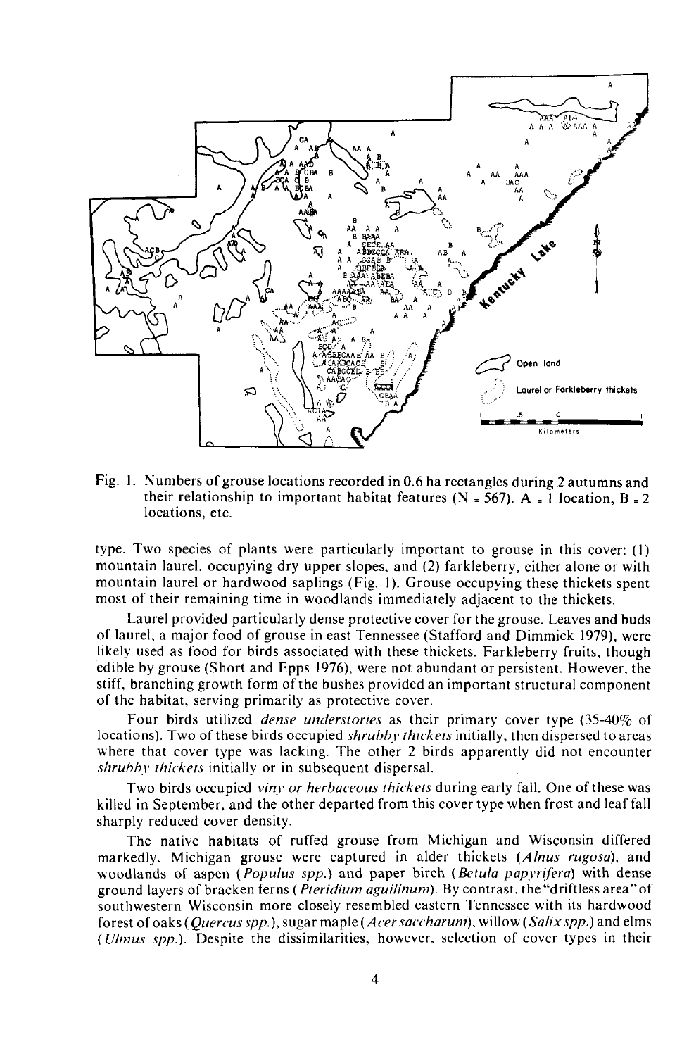Fig. 1. Numbers of grouse locations recorded in 0.6 ha rectangles during 2 autumns and their relationship to important habitat features (N = 567). A = 1 location, B = 2 locations, etc.

type. Two species of plants were particularly important to grouse in this cover: (1) mountain laurel, occupying dry upper slopes, and (2) farkleberry, either alone or with mountain laurel or hardwood saplings (Fig. 1). Grouse occupying these thickets spent most of their remaining time in woodlands immediately adjacent to the thickets.

Laurel provided particularly dense protective cover for the grouse. Leaves and buds of laurel, a major food of grouse in east Tennessee (Stafford and Dimmick 1979), were likely used as food for birds associated with these thickets. Farkleberry fruits, though edible by grouse (Short and Epps 1976), were not abundant or persistent. However, the stiff, branching growth form of the bushes provided an important structural component of the habitat, serving primarily as protective cover.

Four birds utilized *dense understories* as their primary cover type (35-40% of locations). Two of these birds occupied *shrubby thickets* initially, then dispersed to areas where that cover type was lacking. The other 2 birds apparently did not encounter *shrubby thickets* initially or in subsequent dispersal.

Two birds occupied *viny or herbaceous thickets* during early fall. One of these was killed in September, and the other departed from this cover type when frost and leaf fall sharply reduced cover density.

The native habitats of ruffed grouse from Michigan and Wisconsin differed markedly. Michigan grouse were captured in alder thickets (*Alnus rugosa*), and woodlands of aspen (*Populus spp.*) and paper birch (*Betula papyrifera*) with dense ground layers of bracken ferns (*Pteridium aguilinum*). By contrast, the "driftless area" of southwestern Wisconsin more closely resembled eastern Tennessee with its hardwood forest of oaks (*Quercus spp.*), sugar maple (*Acer saccharum*), willow (*Salix spp.*) and elms (*Ulmus spp.*). Despite the dissimilarities, however, selection of cover types in their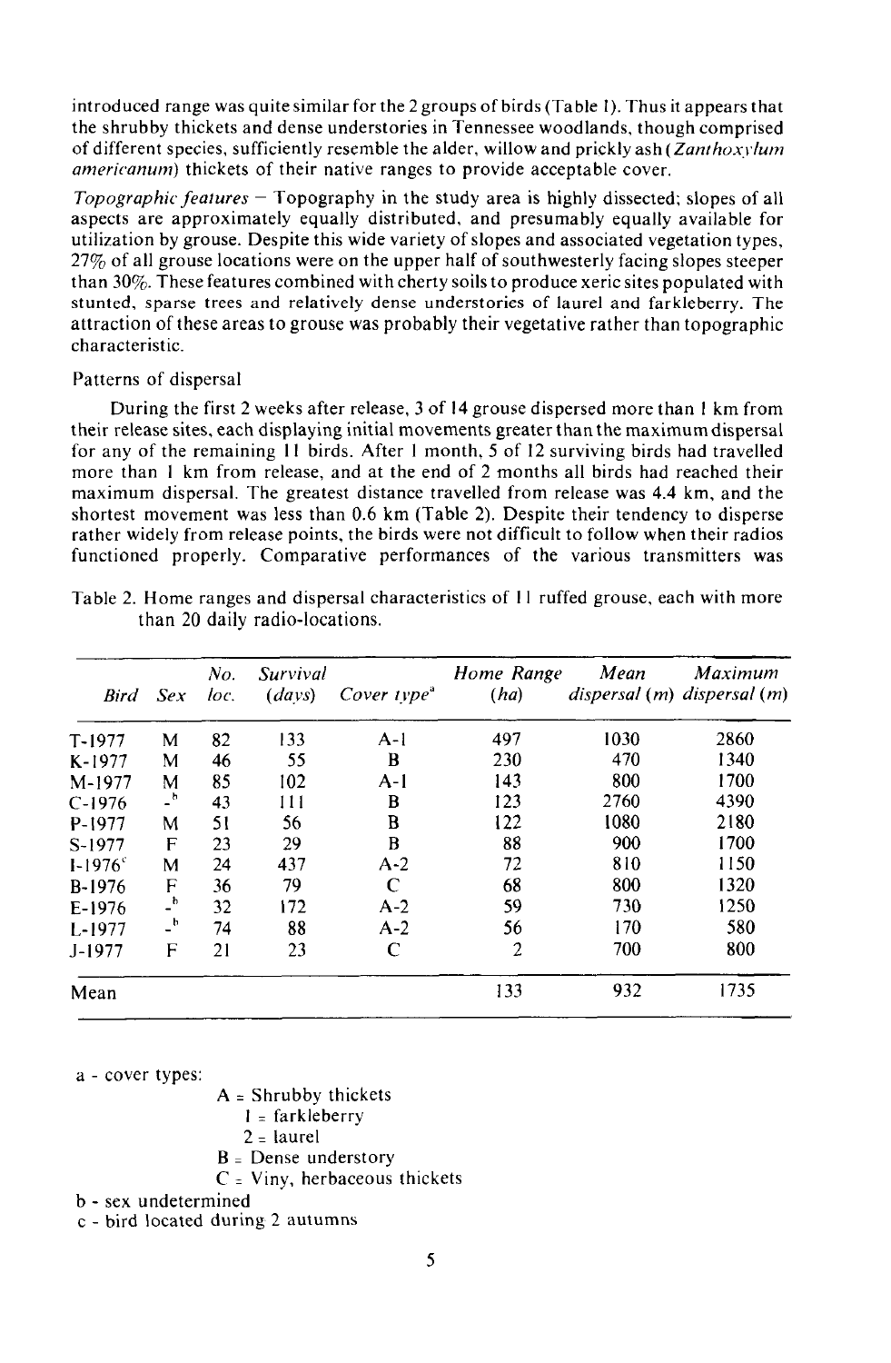introduced range was quite similar for the 2 groups of birds (Table 1). Thus it appears that the shrubby thickets and dense understories in Tennessee woodlands, though comprised of different species, sufficiently resemble the alder, willow and prickly ash (*Zanthoxylum americanum*) thickets of their native ranges to provide acceptable cover.

*Topographic features* – Topography in the study area is highly dissected; slopes of all aspects are approximately equally distributed, and presumably equally available for utilization by grouse. Despite this wide variety of slopes and associated vegetation types, 27% of all grouse locations were on the upper half of southwesterly facing slopes steeper than 30%. These features combined with cherty soils to produce xeric sites populated with stunted, sparse trees and relatively dense understories of laurel and farkleberry. The attraction of these areas to grouse was probably their vegetative rather than topographic characteristic.

Patterns of dispersal

During the first 2 weeks after release, 3 of 14 grouse dispersed more than 1 km from their release sites, each displaying initial movements greater than the maximum dispersal for any of the remaining 11 birds. After 1 month, 5 of 12 surviving birds had travelled more than 1 km from release, and at the end of 2 months all birds had reached their maximum dispersal. The greatest distance travelled from release was 4.4 km, and the shortest movement was less than 0.6 km (Table 2). Despite their tendency to disperse rather widely from release points, the birds were not difficult to follow when their radios functioned properly. Comparative performances of the various transmitters was

Table 2. Home ranges and dispersal characteristics of 11 ruffed grouse, each with more than 20 daily radio-locations.

| *Bird* | *Sex* | *No. loc.* | *Survival (days)* | *Cover type*[a] | *Home Range (ha)* | *Mean dispersal (m)* | *Maximum dispersal (m)* |
|---|---|---|---|---|---|---|---|
| T-1977 | M | 82 | 133 | A-1 | 497 | 1030 | 2860 |
| K-1977 | M | 46 | 55 | B | 230 | 470 | 1340 |
| M-1977 | M | 85 | 102 | A-1 | 143 | 800 | 1700 |
| C-1976 | -[b] | 43 | 111 | B | 123 | 2760 | 4390 |
| P-1977 | M | 51 | 56 | B | 122 | 1080 | 2180 |
| S-1977 | F | 23 | 29 | B | 88 | 900 | 1700 |
| I-1976[c] | M | 24 | 437 | A-2 | 72 | 810 | 1150 |
| B-1976 | F | 36 | 79 | C | 68 | 800 | 1320 |
| E-1976 | -[b] | 32 | 172 | A-2 | 59 | 730 | 1250 |
| L-1977 | -[b] | 74 | 88 | A-2 | 56 | 170 | 580 |
| J-1977 | F | 21 | 23 | C | 2 | 700 | 800 |
| Mean | | | | | 133 | 932 | 1735 |

a - cover types:
- A = Shrubby thickets
  - 1 = farkleberry
  - 2 = laurel
- B = Dense understory
- C = Viny, herbaceous thickets

b - sex undetermined

c - bird located during 2 autumns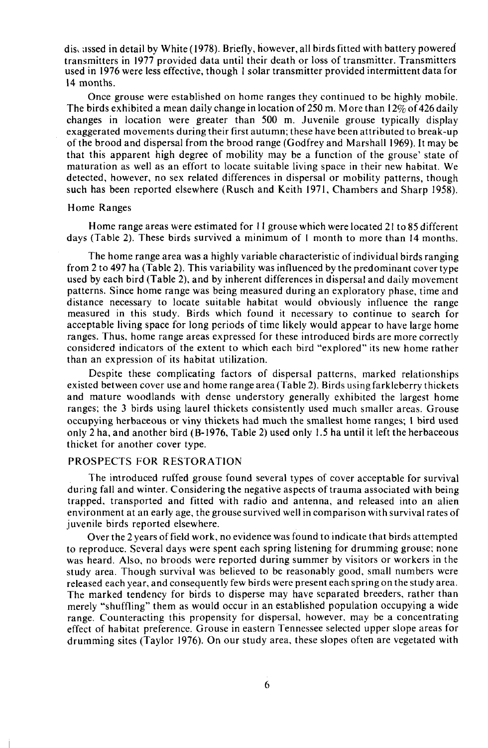discussed in detail by White (1978). Briefly, however, all birds fitted with battery powered transmitters in 1977 provided data until their death or loss of transmitter. Transmitters used in 1976 were less effective, though 1 solar transmitter provided intermittent data for 14 months.

Once grouse were established on home ranges they continued to be highly mobile. The birds exhibited a mean daily change in location of 250 m. More than 12% of 426 daily changes in location were greater than 500 m. Juvenile grouse typically display exaggerated movements during their first autumn; these have been attributed to break-up of the brood and dispersal from the brood range (Godfrey and Marshall 1969). It may be that this apparent high degree of mobility may be a function of the grouse' state of maturation as well as an effort to locate suitable living space in their new habitat. We detected, however, no sex related differences in dispersal or mobility patterns, though such has been reported elsewhere (Rusch and Keith 1971, Chambers and Sharp 1958).

### Home Ranges

Home range areas were estimated for 11 grouse which were located 21 to 85 different days (Table 2). These birds survived a minimum of 1 month to more than 14 months.

The home range area was a highly variable characteristic of individual birds ranging from 2 to 497 ha (Table 2). This variability was influenced by the predominant cover type used by each bird (Table 2), and by inherent differences in dispersal and daily movement patterns. Since home range was being measured during an exploratory phase, time and distance necessary to locate suitable habitat would obviously influence the range measured in this study. Birds which found it necessary to continue to search for acceptable living space for long periods of time likely would appear to have large home ranges. Thus, home range areas expressed for these introduced birds are more correctly considered indicators of the extent to which each bird "explored" its new home rather than an expression of its habitat utilization.

Despite these complicating factors of dispersal patterns, marked relationships existed between cover use and home range area (Table 2). Birds using farkleberry thickets and mature woodlands with dense understory generally exhibited the largest home ranges; the 3 birds using laurel thickets consistently used much smaller areas. Grouse occupying herbaceous or viny thickets had much the smallest home ranges; 1 bird used only 2 ha, and another bird (B-1976, Table 2) used only 1.5 ha until it left the herbaceous thicket for another cover type.

## PROSPECTS FOR RESTORATION

The introduced ruffed grouse found several types of cover acceptable for survival during fall and winter. Considering the negative aspects of trauma associated with being trapped, transported and fitted with radio and antenna, and released into an alien environment at an early age, the grouse survived well in comparison with survival rates of juvenile birds reported elsewhere.

Over the 2 years of field work, no evidence was found to indicate that birds attempted to reproduce. Several days were spent each spring listening for drumming grouse; none was heard. Also, no broods were reported during summer by visitors or workers in the study area. Though survival was believed to be reasonably good, small numbers were released each year, and consequently few birds were present each spring on the study area. The marked tendency for birds to disperse may have separated breeders, rather than merely "shuffling" them as would occur in an established population occupying a wide range. Counteracting this propensity for dispersal, however, may be a concentrating effect of habitat preference. Grouse in eastern Tennessee selected upper slope areas for drumming sites (Taylor 1976). On our study area, these slopes often are vegetated with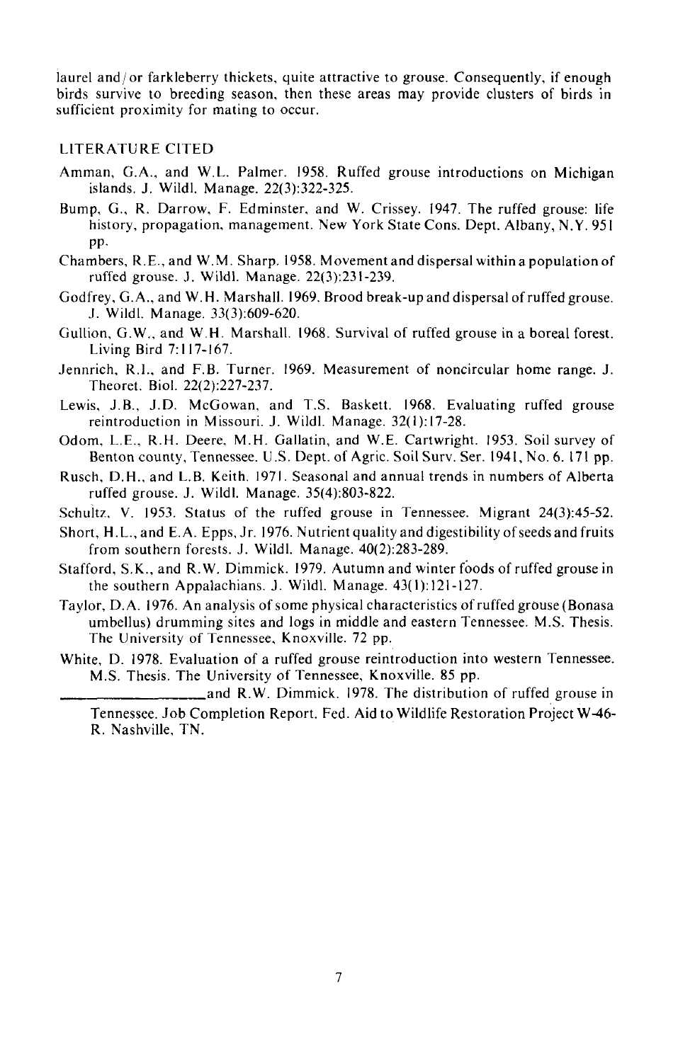laurel and/or farkleberry thickets, quite attractive to grouse. Consequently, if enough birds survive to breeding season, then these areas may provide clusters of birds in sufficient proximity for mating to occur.

## LITERATURE CITED

Amman, G.A., and W.L. Palmer. 1958. Ruffed grouse introductions on Michigan islands. J. Wildl. Manage. 22(3):322-325.

Bump, G., R. Darrow, F. Edminster, and W. Crissey. 1947. The ruffed grouse: life history, propagation, management. New York State Cons. Dept. Albany, N.Y. 951 pp.

Chambers, R.E., and W.M. Sharp. 1958. Movement and dispersal within a population of ruffed grouse. J. Wildl. Manage. 22(3):231-239.

Godfrey, G.A., and W.H. Marshall. 1969. Brood break-up and dispersal of ruffed grouse. J. Wildl. Manage. 33(3):609-620.

Gullion, G.W., and W.H. Marshall. 1968. Survival of ruffed grouse in a boreal forest. Living Bird 7:117-167.

Jennrich, R.I., and F.B. Turner. 1969. Measurement of noncircular home range. J. Theoret. Biol. 22(2):227-237.

Lewis, J.B., J.D. McGowan, and T.S. Baskett. 1968. Evaluating ruffed grouse reintroduction in Missouri. J. Wildl. Manage. 32(1):17-28.

Odom, L.E., R.H. Deere, M.H. Gallatin, and W.E. Cartwright. 1953. Soil survey of Benton county, Tennessee. U.S. Dept. of Agric. Soil Surv. Ser. 1941, No. 6. 171 pp.

Rusch, D.H., and L.B. Keith. 1971. Seasonal and annual trends in numbers of Alberta ruffed grouse. J. Wildl. Manage. 35(4):803-822.

Schultz, V. 1953. Status of the ruffed grouse in Tennessee. Migrant 24(3):45-52.

Short, H.L., and E.A. Epps, Jr. 1976. Nutrient quality and digestibility of seeds and fruits from southern forests. J. Wildl. Manage. 40(2):283-289.

Stafford, S.K., and R.W. Dimmick. 1979. Autumn and winter foods of ruffed grouse in the southern Appalachians. J. Wildl. Manage. 43(1):121-127.

Taylor, D.A. 1976. An analysis of some physical characteristics of ruffed grouse (Bonasa umbellus) drumming sites and logs in middle and eastern Tennessee. M.S. Thesis. The University of Tennessee, Knoxville. 72 pp.

White, D. 1978. Evaluation of a ruffed grouse reintroduction into western Tennessee. M.S. Thesis. The University of Tennessee, Knoxville. 85 pp.

\_\_\_\_\_\_\_\_\_\_\_\_\_\_\_\_ and R.W. Dimmick. 1978. The distribution of ruffed grouse in Tennessee. Job Completion Report. Fed. Aid to Wildlife Restoration Project W-46-R. Nashville, TN.